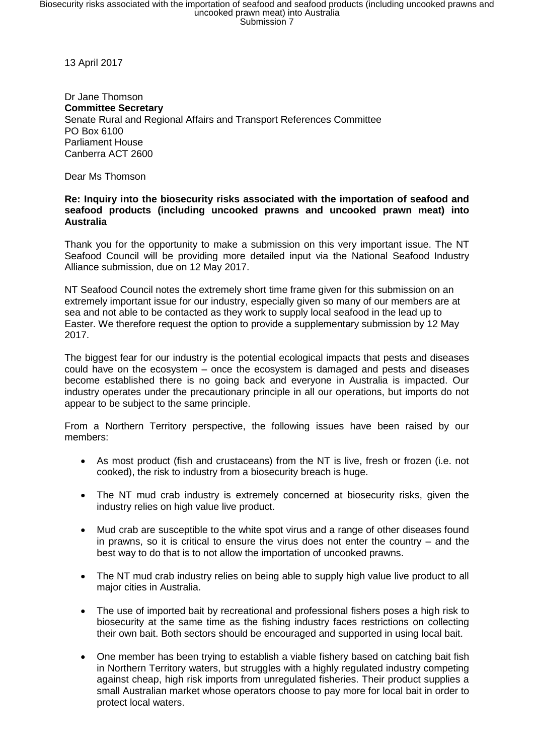13 April 2017

Dr Jane Thomson
**Committee Secretary**
Senate Rural and Regional Affairs and Transport References Committee
PO Box 6100
Parliament House
Canberra ACT 2600

Dear Ms Thomson

**Re: Inquiry into the biosecurity risks associated with the importation of seafood and seafood products (including uncooked prawns and uncooked prawn meat) into Australia**

Thank you for the opportunity to make a submission on this very important issue. The NT Seafood Council will be providing more detailed input via the National Seafood Industry Alliance submission, due on 12 May 2017.

NT Seafood Council notes the extremely short time frame given for this submission on an extremely important issue for our industry, especially given so many of our members are at sea and not able to be contacted as they work to supply local seafood in the lead up to Easter. We therefore request the option to provide a supplementary submission by 12 May 2017.

The biggest fear for our industry is the potential ecological impacts that pests and diseases could have on the ecosystem – once the ecosystem is damaged and pests and diseases become established there is no going back and everyone in Australia is impacted. Our industry operates under the precautionary principle in all our operations, but imports do not appear to be subject to the same principle.

From a Northern Territory perspective, the following issues have been raised by our members:

- As most product (fish and crustaceans) from the NT is live, fresh or frozen (i.e. not cooked), the risk to industry from a biosecurity breach is huge.
- The NT mud crab industry is extremely concerned at biosecurity risks, given the industry relies on high value live product.
- Mud crab are susceptible to the white spot virus and a range of other diseases found in prawns, so it is critical to ensure the virus does not enter the country – and the best way to do that is to not allow the importation of uncooked prawns.
- The NT mud crab industry relies on being able to supply high value live product to all major cities in Australia.
- The use of imported bait by recreational and professional fishers poses a high risk to biosecurity at the same time as the fishing industry faces restrictions on collecting their own bait. Both sectors should be encouraged and supported in using local bait.
- One member has been trying to establish a viable fishery based on catching bait fish in Northern Territory waters, but struggles with a highly regulated industry competing against cheap, high risk imports from unregulated fisheries. Their product supplies a small Australian market whose operators choose to pay more for local bait in order to protect local waters.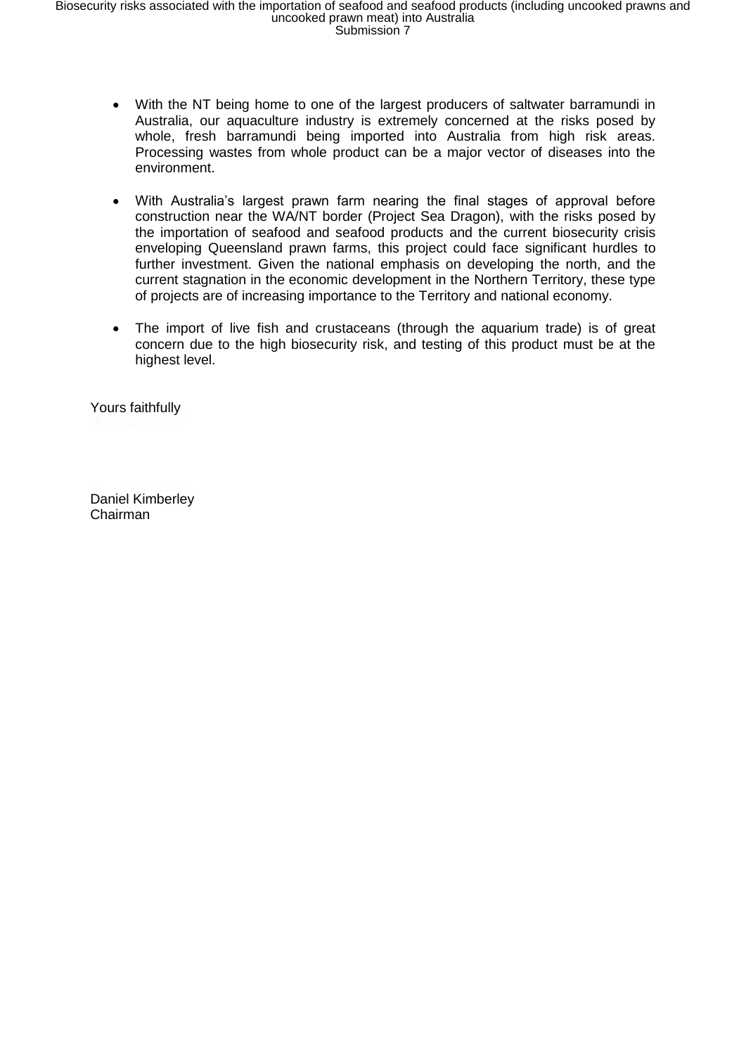- With the NT being home to one of the largest producers of saltwater barramundi in Australia, our aquaculture industry is extremely concerned at the risks posed by whole, fresh barramundi being imported into Australia from high risk areas. Processing wastes from whole product can be a major vector of diseases into the environment.

- With Australia's largest prawn farm nearing the final stages of approval before construction near the WA/NT border (Project Sea Dragon), with the risks posed by the importation of seafood and seafood products and the current biosecurity crisis enveloping Queensland prawn farms, this project could face significant hurdles to further investment. Given the national emphasis on developing the north, and the current stagnation in the economic development in the Northern Territory, these type of projects are of increasing importance to the Territory and national economy.

- The import of live fish and crustaceans (through the aquarium trade) is of great concern due to the high biosecurity risk, and testing of this product must be at the highest level.

Yours faithfully

Daniel Kimberley
Chairman